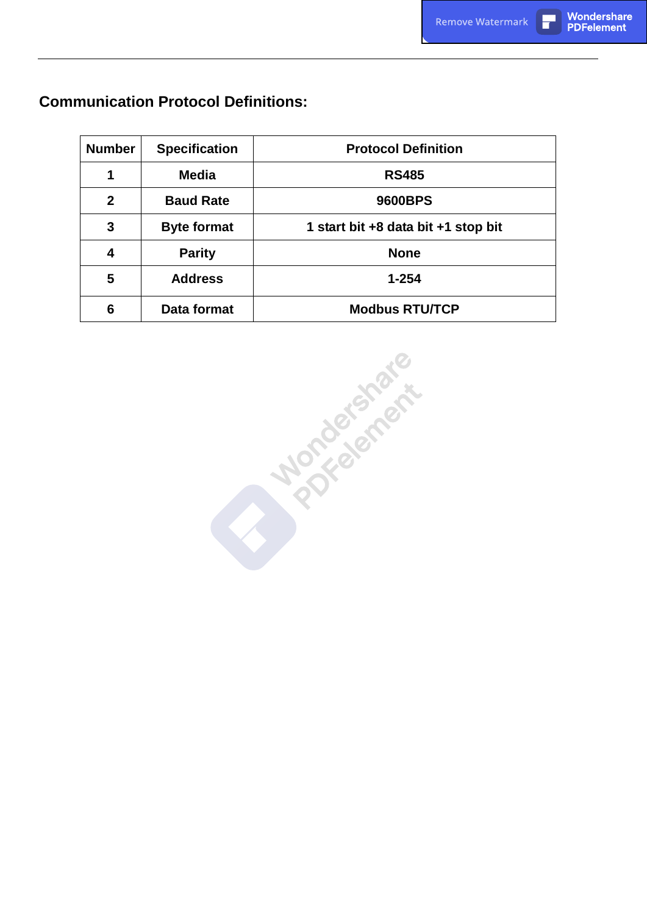## Communication Protocol Definitions:

| Number | Specification | Protocol Definition |
|---|---|---|
| 1 | Media | RS485 |
| 2 | Baud Rate | 9600BPS |
| 3 | Byte format | 1 start bit +8 data bit +1 stop bit |
| 4 | Parity | None |
| 5 | Address | 1-254 |
| 6 | Data format | Modbus RTU/TCP |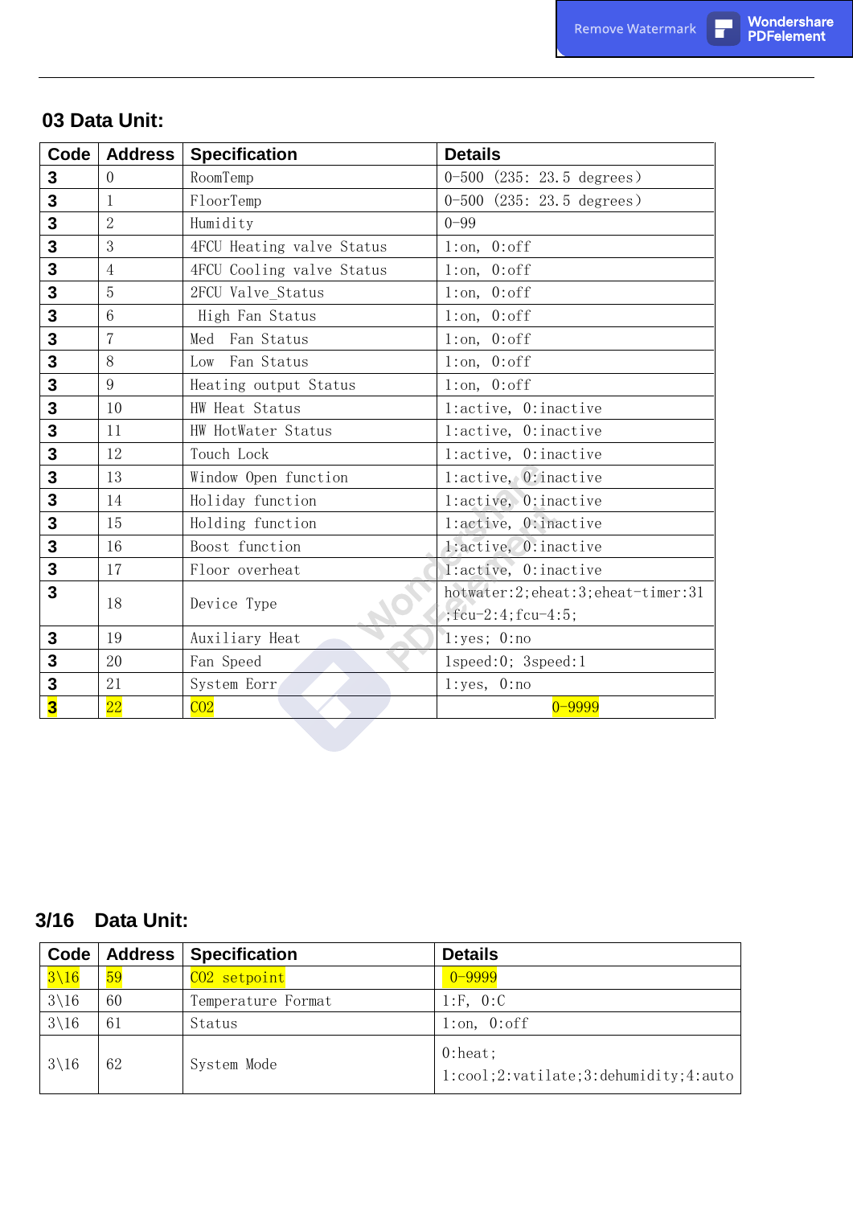## 03 Data Unit:

| Code | Address | Specification | Details |
|---|---|---|---|
| 3 | 0 | RoomTemp | 0-500（235: 23.5 degrees） |
| 3 | 1 | FloorTemp | 0-500（235: 23.5 degrees） |
| 3 | 2 | Humidity | 0-99 |
| 3 | 3 | 4FCU Heating valve Status | 1:on, 0:off |
| 3 | 4 | 4FCU Cooling valve Status | 1:on, 0:off |
| 3 | 5 | 2FCU Valve_Status | 1:on, 0:off |
| 3 | 6 | High Fan Status | 1:on, 0:off |
| 3 | 7 | Med Fan Status | 1:on, 0:off |
| 3 | 8 | Low Fan Status | 1:on, 0:off |
| 3 | 9 | Heating output Status | 1:on, 0:off |
| 3 | 10 | HW Heat Status | 1:active, 0:inactive |
| 3 | 11 | HW HotWater Status | 1:active, 0:inactive |
| 3 | 12 | Touch Lock | 1:active, 0:inactive |
| 3 | 13 | Window Open function | 1:active, 0:inactive |
| 3 | 14 | Holiday function | 1:active, 0:inactive |
| 3 | 15 | Holding function | 1:active, 0:inactive |
| 3 | 16 | Boost function | 1:active, 0:inactive |
| 3 | 17 | Floor overheat | 1:active, 0:inactive |
| 3 | 18 | Device Type | hotwater:2;eheat:3;eheat-timer:31;fcu-2:4;fcu-4:5; |
| 3 | 19 | Auxiliary Heat | 1:yes; 0:no |
| 3 | 20 | Fan Speed | 1speed:0; 3speed:1 |
| 3 | 21 | System Eorr | 1:yes, 0:no |
| 3 | 22 | CO2 | 0-9999 |

## 3/16 Data Unit:

| Code | Address | Specification | Details |
|---|---|---|---|
| 3\16 | 59 | CO2 setpoint | 0-9999 |
| 3\16 | 60 | Temperature Format | 1:F, 0:C |
| 3\16 | 61 | Status | 1:on, 0:off |
| 3\16 | 62 | System Mode | 0:heat; 1:cool;2:vatilate;3:dehumidity;4:auto |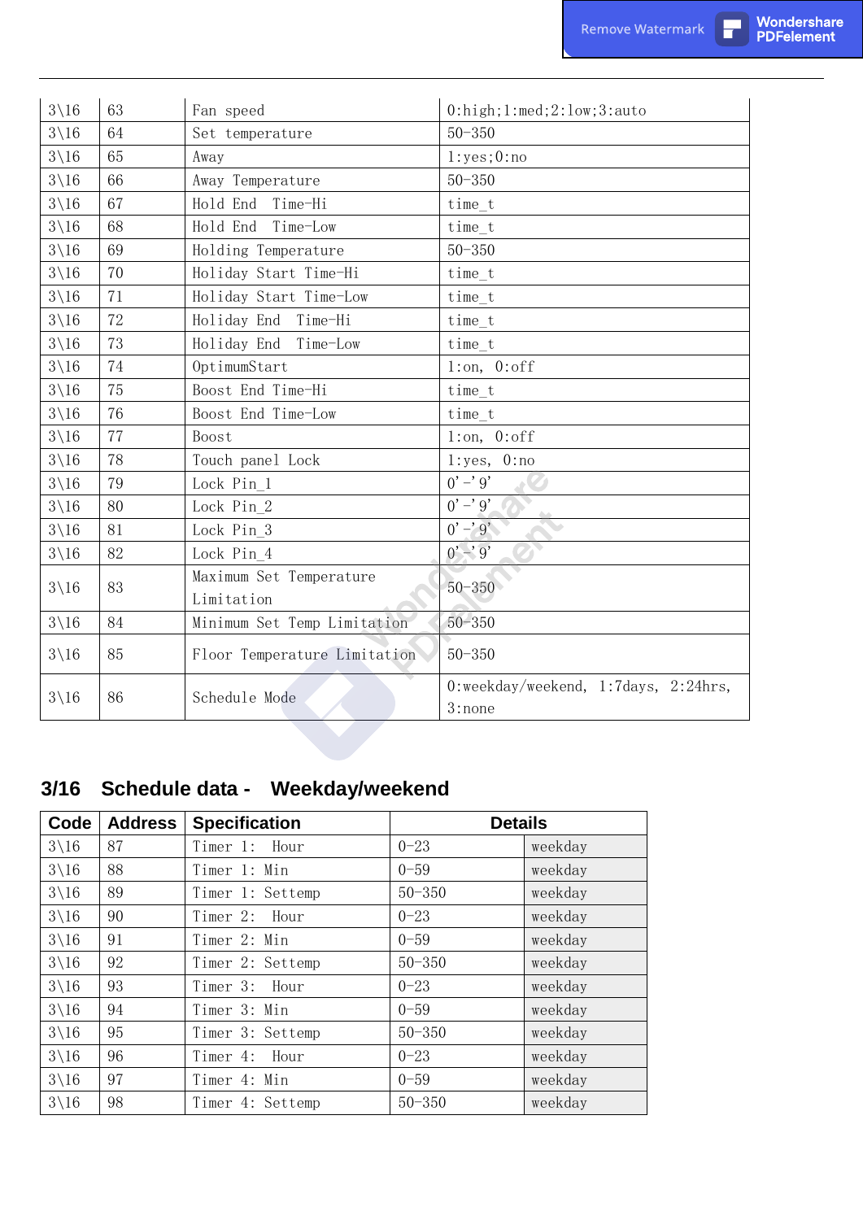| | | | |
|---|---|---|---|
| 3\16 | 63 | Fan speed | 0:high;1:med;2:low;3:auto |
| 3\16 | 64 | Set temperature | 50-350 |
| 3\16 | 65 | Away | 1:yes;0:no |
| 3\16 | 66 | Away Temperature | 50-350 |
| 3\16 | 67 | Hold End Time-Hi | time_t |
| 3\16 | 68 | Hold End Time-Low | time_t |
| 3\16 | 69 | Holding Temperature | 50-350 |
| 3\16 | 70 | Holiday Start Time-Hi | time_t |
| 3\16 | 71 | Holiday Start Time-Low | time_t |
| 3\16 | 72 | Holiday End Time-Hi | time_t |
| 3\16 | 73 | Holiday End Time-Low | time_t |
| 3\16 | 74 | OptimumStart | 1:on, 0:off |
| 3\16 | 75 | Boost End Time-Hi | time_t |
| 3\16 | 76 | Boost End Time-Low | time_t |
| 3\16 | 77 | Boost | 1:on, 0:off |
| 3\16 | 78 | Touch panel Lock | 1:yes, 0:no |
| 3\16 | 79 | Lock Pin_1 | 0'-'9' |
| 3\16 | 80 | Lock Pin_2 | 0'-'9' |
| 3\16 | 81 | Lock Pin_3 | 0'-'9' |
| 3\16 | 82 | Lock Pin_4 | 0'-'9' |
| 3\16 | 83 | Maximum Set Temperature Limitation | 50-350 |
| 3\16 | 84 | Minimum Set Temp Limitation | 50-350 |
| 3\16 | 85 | Floor Temperature Limitation | 50-350 |
| 3\16 | 86 | Schedule Mode | 0:weekday/weekend, 1:7days, 2:24hrs, 3:none |

## 3/16 Schedule data - Weekday/weekend

| Code | Address | Specification | Details | |
|---|---|---|---|---|
| 3\16 | 87 | Timer 1: Hour | 0-23 | weekday |
| 3\16 | 88 | Timer 1: Min | 0-59 | weekday |
| 3\16 | 89 | Timer 1: Settemp | 50-350 | weekday |
| 3\16 | 90 | Timer 2: Hour | 0-23 | weekday |
| 3\16 | 91 | Timer 2: Min | 0-59 | weekday |
| 3\16 | 92 | Timer 2: Settemp | 50-350 | weekday |
| 3\16 | 93 | Timer 3: Hour | 0-23 | weekday |
| 3\16 | 94 | Timer 3: Min | 0-59 | weekday |
| 3\16 | 95 | Timer 3: Settemp | 50-350 | weekday |
| 3\16 | 96 | Timer 4: Hour | 0-23 | weekday |
| 3\16 | 97 | Timer 4: Min | 0-59 | weekday |
| 3\16 | 98 | Timer 4: Settemp | 50-350 | weekday |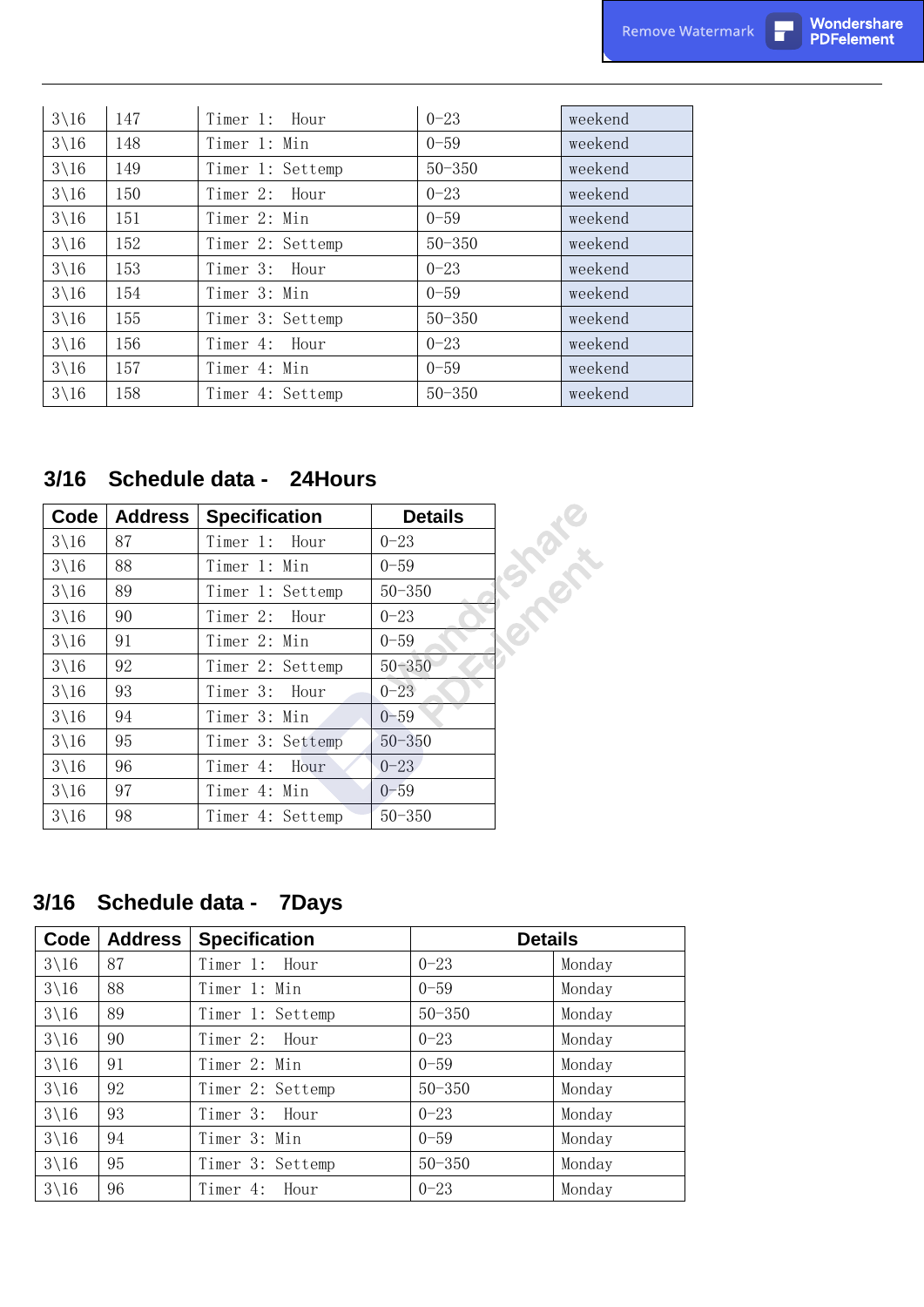| | | | | |
|---|---|---|---|---|
| 3\16 | 147 | Timer 1: Hour | 0-23 | weekend |
| 3\16 | 148 | Timer 1: Min | 0-59 | weekend |
| 3\16 | 149 | Timer 1: Settemp | 50-350 | weekend |
| 3\16 | 150 | Timer 2: Hour | 0-23 | weekend |
| 3\16 | 151 | Timer 2: Min | 0-59 | weekend |
| 3\16 | 152 | Timer 2: Settemp | 50-350 | weekend |
| 3\16 | 153 | Timer 3: Hour | 0-23 | weekend |
| 3\16 | 154 | Timer 3: Min | 0-59 | weekend |
| 3\16 | 155 | Timer 3: Settemp | 50-350 | weekend |
| 3\16 | 156 | Timer 4: Hour | 0-23 | weekend |
| 3\16 | 157 | Timer 4: Min | 0-59 | weekend |
| 3\16 | 158 | Timer 4: Settemp | 50-350 | weekend |

## 3/16 Schedule data - 24Hours

| Code | Address | Specification | Details |
|---|---|---|---|
| 3\16 | 87 | Timer 1: Hour | 0-23 |
| 3\16 | 88 | Timer 1: Min | 0-59 |
| 3\16 | 89 | Timer 1: Settemp | 50-350 |
| 3\16 | 90 | Timer 2: Hour | 0-23 |
| 3\16 | 91 | Timer 2: Min | 0-59 |
| 3\16 | 92 | Timer 2: Settemp | 50-350 |
| 3\16 | 93 | Timer 3: Hour | 0-23 |
| 3\16 | 94 | Timer 3: Min | 0-59 |
| 3\16 | 95 | Timer 3: Settemp | 50-350 |
| 3\16 | 96 | Timer 4: Hour | 0-23 |
| 3\16 | 97 | Timer 4: Min | 0-59 |
| 3\16 | 98 | Timer 4: Settemp | 50-350 |

## 3/16 Schedule data - 7Days

| Code | Address | Specification | Details | |
|---|---|---|---|---|
| 3\16 | 87 | Timer 1: Hour | 0-23 | Monday |
| 3\16 | 88 | Timer 1: Min | 0-59 | Monday |
| 3\16 | 89 | Timer 1: Settemp | 50-350 | Monday |
| 3\16 | 90 | Timer 2: Hour | 0-23 | Monday |
| 3\16 | 91 | Timer 2: Min | 0-59 | Monday |
| 3\16 | 92 | Timer 2: Settemp | 50-350 | Monday |
| 3\16 | 93 | Timer 3: Hour | 0-23 | Monday |
| 3\16 | 94 | Timer 3: Min | 0-59 | Monday |
| 3\16 | 95 | Timer 3: Settemp | 50-350 | Monday |
| 3\16 | 96 | Timer 4: Hour | 0-23 | Monday |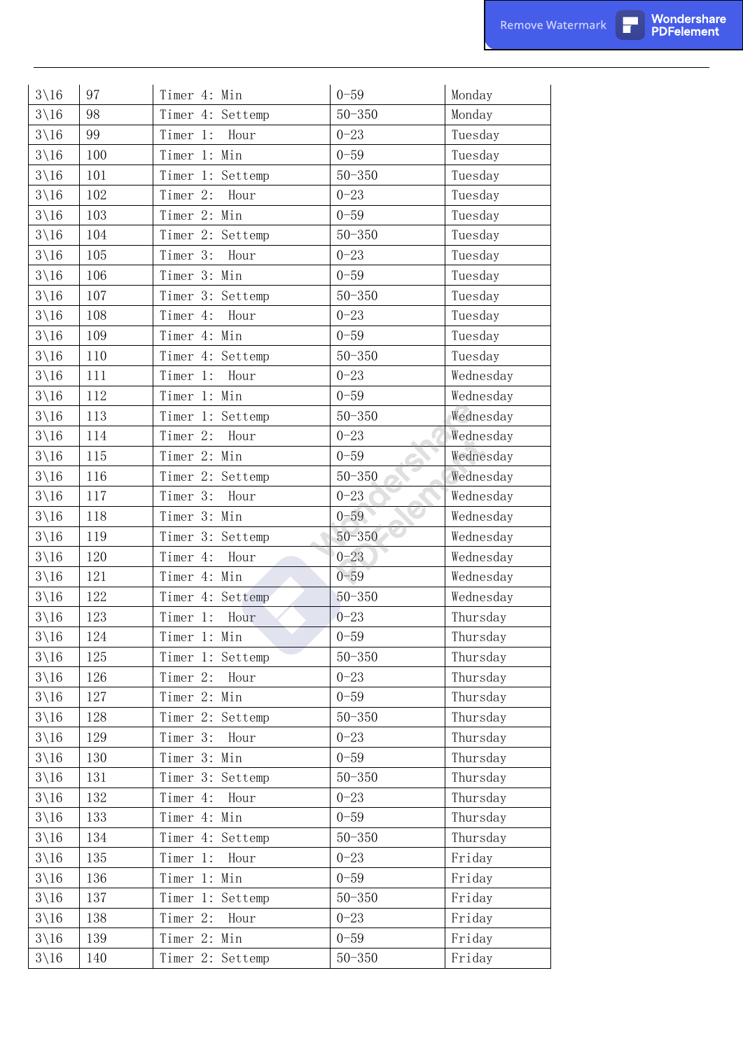| | | | | |
|---|---|---|---|---|
| 3\16 | 97 | Timer 4: Min | 0-59 | Monday |
| 3\16 | 98 | Timer 4: Settemp | 50-350 | Monday |
| 3\16 | 99 | Timer 1: Hour | 0-23 | Tuesday |
| 3\16 | 100 | Timer 1: Min | 0-59 | Tuesday |
| 3\16 | 101 | Timer 1: Settemp | 50-350 | Tuesday |
| 3\16 | 102 | Timer 2: Hour | 0-23 | Tuesday |
| 3\16 | 103 | Timer 2: Min | 0-59 | Tuesday |
| 3\16 | 104 | Timer 2: Settemp | 50-350 | Tuesday |
| 3\16 | 105 | Timer 3: Hour | 0-23 | Tuesday |
| 3\16 | 106 | Timer 3: Min | 0-59 | Tuesday |
| 3\16 | 107 | Timer 3: Settemp | 50-350 | Tuesday |
| 3\16 | 108 | Timer 4: Hour | 0-23 | Tuesday |
| 3\16 | 109 | Timer 4: Min | 0-59 | Tuesday |
| 3\16 | 110 | Timer 4: Settemp | 50-350 | Tuesday |
| 3\16 | 111 | Timer 1: Hour | 0-23 | Wednesday |
| 3\16 | 112 | Timer 1: Min | 0-59 | Wednesday |
| 3\16 | 113 | Timer 1: Settemp | 50-350 | Wednesday |
| 3\16 | 114 | Timer 2: Hour | 0-23 | Wednesday |
| 3\16 | 115 | Timer 2: Min | 0-59 | Wednesday |
| 3\16 | 116 | Timer 2: Settemp | 50-350 | Wednesday |
| 3\16 | 117 | Timer 3: Hour | 0-23 | Wednesday |
| 3\16 | 118 | Timer 3: Min | 0-59 | Wednesday |
| 3\16 | 119 | Timer 3: Settemp | 50-350 | Wednesday |
| 3\16 | 120 | Timer 4: Hour | 0-23 | Wednesday |
| 3\16 | 121 | Timer 4: Min | 0-59 | Wednesday |
| 3\16 | 122 | Timer 4: Settemp | 50-350 | Wednesday |
| 3\16 | 123 | Timer 1: Hour | 0-23 | Thursday |
| 3\16 | 124 | Timer 1: Min | 0-59 | Thursday |
| 3\16 | 125 | Timer 1: Settemp | 50-350 | Thursday |
| 3\16 | 126 | Timer 2: Hour | 0-23 | Thursday |
| 3\16 | 127 | Timer 2: Min | 0-59 | Thursday |
| 3\16 | 128 | Timer 2: Settemp | 50-350 | Thursday |
| 3\16 | 129 | Timer 3: Hour | 0-23 | Thursday |
| 3\16 | 130 | Timer 3: Min | 0-59 | Thursday |
| 3\16 | 131 | Timer 3: Settemp | 50-350 | Thursday |
| 3\16 | 132 | Timer 4: Hour | 0-23 | Thursday |
| 3\16 | 133 | Timer 4: Min | 0-59 | Thursday |
| 3\16 | 134 | Timer 4: Settemp | 50-350 | Thursday |
| 3\16 | 135 | Timer 1: Hour | 0-23 | Friday |
| 3\16 | 136 | Timer 1: Min | 0-59 | Friday |
| 3\16 | 137 | Timer 1: Settemp | 50-350 | Friday |
| 3\16 | 138 | Timer 2: Hour | 0-23 | Friday |
| 3\16 | 139 | Timer 2: Min | 0-59 | Friday |
| 3\16 | 140 | Timer 2: Settemp | 50-350 | Friday |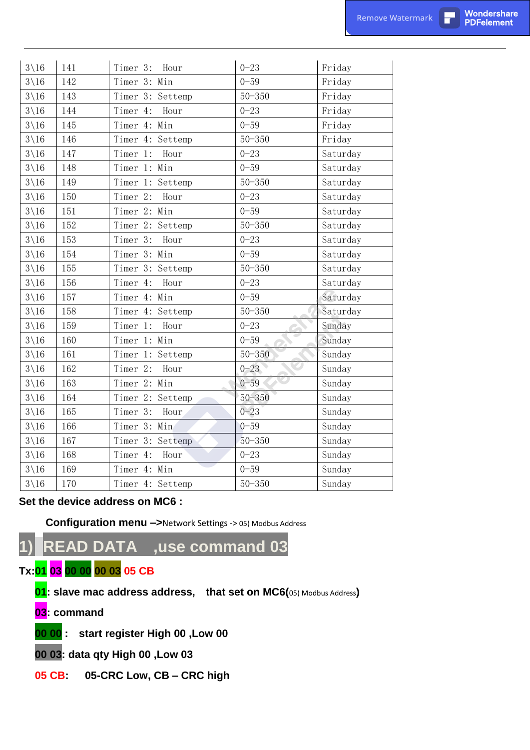| | | | | |
|---|---|---|---|---|
| 3\16 | 141 | Timer 3: Hour | 0-23 | Friday |
| 3\16 | 142 | Timer 3: Min | 0-59 | Friday |
| 3\16 | 143 | Timer 3: Settemp | 50-350 | Friday |
| 3\16 | 144 | Timer 4: Hour | 0-23 | Friday |
| 3\16 | 145 | Timer 4: Min | 0-59 | Friday |
| 3\16 | 146 | Timer 4: Settemp | 50-350 | Friday |
| 3\16 | 147 | Timer 1: Hour | 0-23 | Saturday |
| 3\16 | 148 | Timer 1: Min | 0-59 | Saturday |
| 3\16 | 149 | Timer 1: Settemp | 50-350 | Saturday |
| 3\16 | 150 | Timer 2: Hour | 0-23 | Saturday |
| 3\16 | 151 | Timer 2: Min | 0-59 | Saturday |
| 3\16 | 152 | Timer 2: Settemp | 50-350 | Saturday |
| 3\16 | 153 | Timer 3: Hour | 0-23 | Saturday |
| 3\16 | 154 | Timer 3: Min | 0-59 | Saturday |
| 3\16 | 155 | Timer 3: Settemp | 50-350 | Saturday |
| 3\16 | 156 | Timer 4: Hour | 0-23 | Saturday |
| 3\16 | 157 | Timer 4: Min | 0-59 | Saturday |
| 3\16 | 158 | Timer 4: Settemp | 50-350 | Saturday |
| 3\16 | 159 | Timer 1: Hour | 0-23 | Sunday |
| 3\16 | 160 | Timer 1: Min | 0-59 | Sunday |
| 3\16 | 161 | Timer 1: Settemp | 50-350 | Sunday |
| 3\16 | 162 | Timer 2: Hour | 0-23 | Sunday |
| 3\16 | 163 | Timer 2: Min | 0-59 | Sunday |
| 3\16 | 164 | Timer 2: Settemp | 50-350 | Sunday |
| 3\16 | 165 | Timer 3: Hour | 0-23 | Sunday |
| 3\16 | 166 | Timer 3: Min | 0-59 | Sunday |
| 3\16 | 167 | Timer 3: Settemp | 50-350 | Sunday |
| 3\16 | 168 | Timer 4: Hour | 0-23 | Sunday |
| 3\16 | 169 | Timer 4: Min | 0-59 | Sunday |
| 3\16 | 170 | Timer 4: Settemp | 50-350 | Sunday |

**Set the device address on MC6 :**

**Configuration menu –>**Network Settings -> 05) Modbus Address

## 1) READ DATA ,use command 03

**Tx:01 03 00 00 00 03 05 CB**

**01: slave mac address address, that set on MC6(**05) Modbus Address**)**

**03: command**

**00 00 : start register High 00 ,Low 00**

**00 03: data qty High 00 ,Low 03**

**05 CB: 05-CRC Low, CB – CRC high**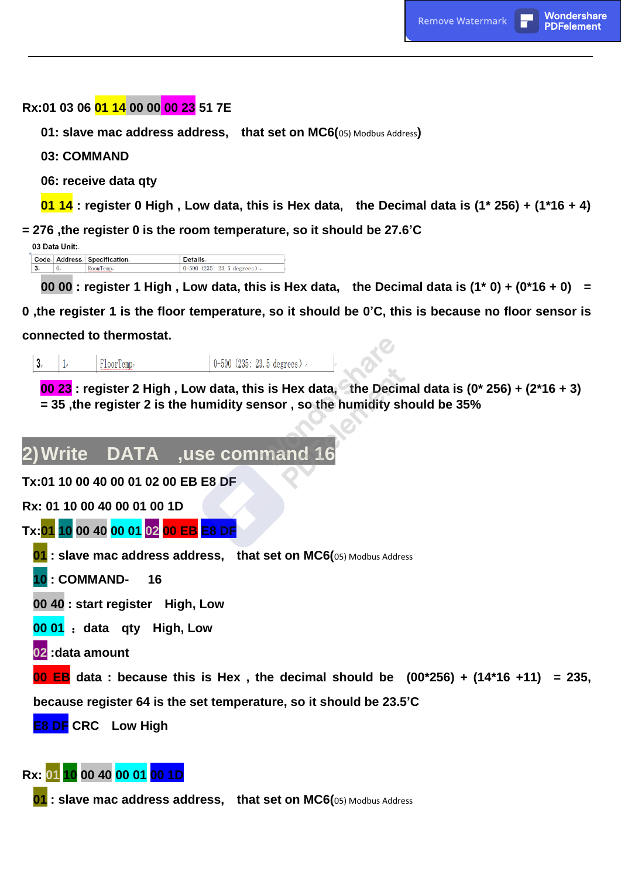**Rx:01 03 06 01 14 00 00 00 23 51 7E**

**01: slave mac address address, that set on MC6(**05) Modbus Address**)**

**03: COMMAND**

**06: receive data qty**

**01 14 : register 0 High , Low data, this is Hex data, the Decimal data is (1* 256) + (1*16 + 4) = 276 ,the register 0 is the room temperature, so it should be 27.6'C**

03 Data Unit:

| Code | Address | Specification | Details |
|---|---|---|---|
| 3 | 0 | RoomTemp | 0-500 (235: 23.5 degrees) |

**00 00 : register 1 High , Low data, this is Hex data, the Decimal data is (1* 0) + (0*16 + 0) = 0 ,the register 1 is the floor temperature, so it should be 0'C, this is because no floor sensor is connected to thermostat.**

| | | | |
|---|---|---|---|
| 3 | 1 | FloorTemp | 0-500 (235: 23.5 degrees) |

**00 23 : register 2 High , Low data, this is Hex data, the Decimal data is (0* 256) + (2*16 + 3) = 35 ,the register 2 is the humidity sensor , so the humidity should be 35%**

## 2) Write DATA ,use command 16

**Tx:01 10 00 40 00 01 02 00 EB E8 DF**

**Rx: 01 10 00 40 00 01 00 1D**

**Tx:01 10 00 40 00 01 02 00 EB E8 DF**

**01 : slave mac address address, that set on MC6(**05) Modbus Address

**10 : COMMAND- 16**

**00 40 : start register High, Low**

**00 01 ： data qty High, Low**

**02 :data amount**

**00 EB data : because this is Hex , the decimal should be (00*256) + (14*16 +11) = 235, because register 64 is the set temperature, so it should be 23.5'C**

**E8 DF CRC Low High**

**Rx: 01 10 00 40 00 01 00 1D**

**01 : slave mac address address, that set on MC6(**05) Modbus Address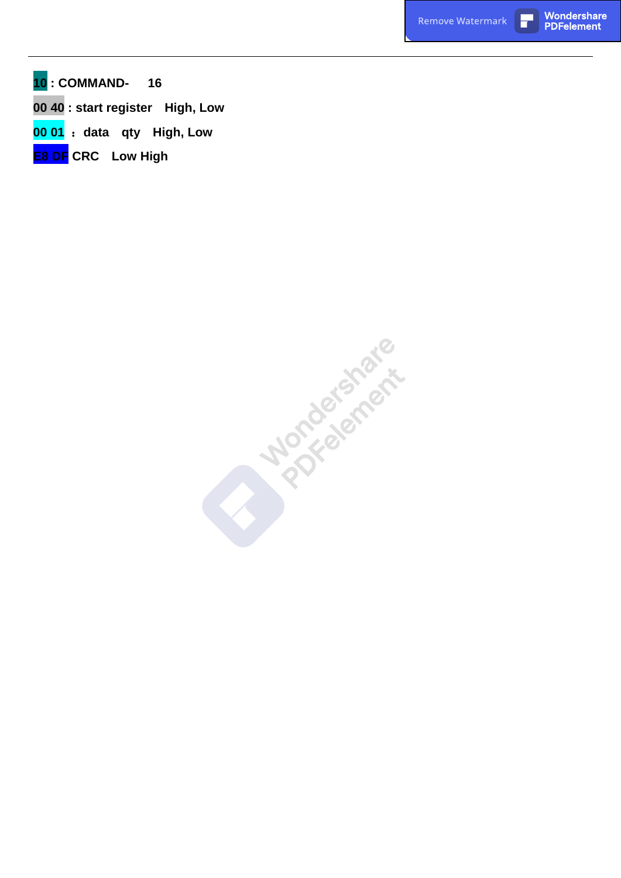10 : COMMAND- 16

00 40 : start register High, Low

00 01 ： data qty High, Low

E8 DF CRC Low High